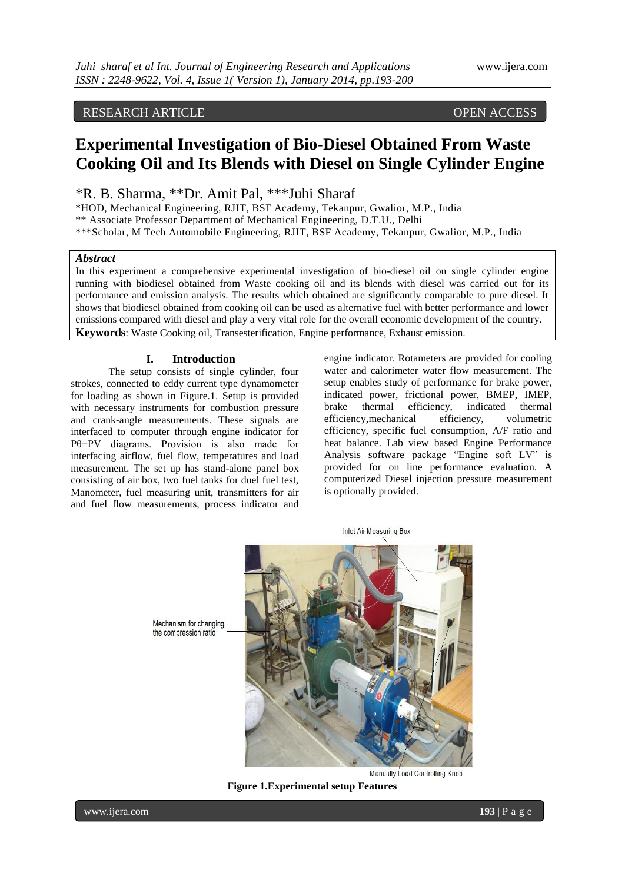RESEARCH ARTICLE OPEN ACCESS

# Experimental Investigation of Bio-Diesel Obtained From Waste Cooking Oil and Its Blends with Diesel on Single Cylinder Engine

*R. B. Sharma, **Dr. Amit Pal, ***Juhi Sharaf

*HOD, Mechanical Engineering, RJIT, BSF Academy, Tekanpur, Gwalior, M.P., India
** Associate Professor Department of Mechanical Engineering, D.T.U., Delhi
***Scholar, M Tech Automobile Engineering, RJIT, BSF Academy, Tekanpur, Gwalior, M.P., India

***Abstract***

In this experiment a comprehensive experimental investigation of bio-diesel oil on single cylinder engine running with biodiesel obtained from Waste cooking oil and its blends with diesel was carried out for its performance and emission analysis. The results which obtained are significantly comparable to pure diesel. It shows that biodiesel obtained from cooking oil can be used as alternative fuel with better performance and lower emissions compared with diesel and play a very vital role for the overall economic development of the country.

**Keywords**: Waste Cooking oil, Transesterification, Engine performance, Exhaust emission.

## I. Introduction

The setup consists of single cylinder, four strokes, connected to eddy current type dynamometer for loading as shown in Figure.1. Setup is provided with necessary instruments for combustion pressure and crank-angle measurements. These signals are interfaced to computer through engine indicator for Pθ−PV diagrams. Provision is also made for interfacing airflow, fuel flow, temperatures and load measurement. The set up has stand-alone panel box consisting of air box, two fuel tanks for duel fuel test, Manometer, fuel measuring unit, transmitters for air and fuel flow measurements, process indicator and engine indicator. Rotameters are provided for cooling water and calorimeter water flow measurement. The setup enables study of performance for brake power, indicated power, frictional power, BMEP, IMEP, brake thermal efficiency, indicated thermal efficiency,mechanical efficiency, volumetric efficiency, specific fuel consumption, A/F ratio and heat balance. Lab view based Engine Performance Analysis software package "Engine soft LV" is provided for on line performance evaluation. A computerized Diesel injection pressure measurement is optionally provided.

Inlet Air Measuring Box

Mechanism for changing the compression ratio

Manually Load Controlling Knob

**Figure 1.Experimental setup Features**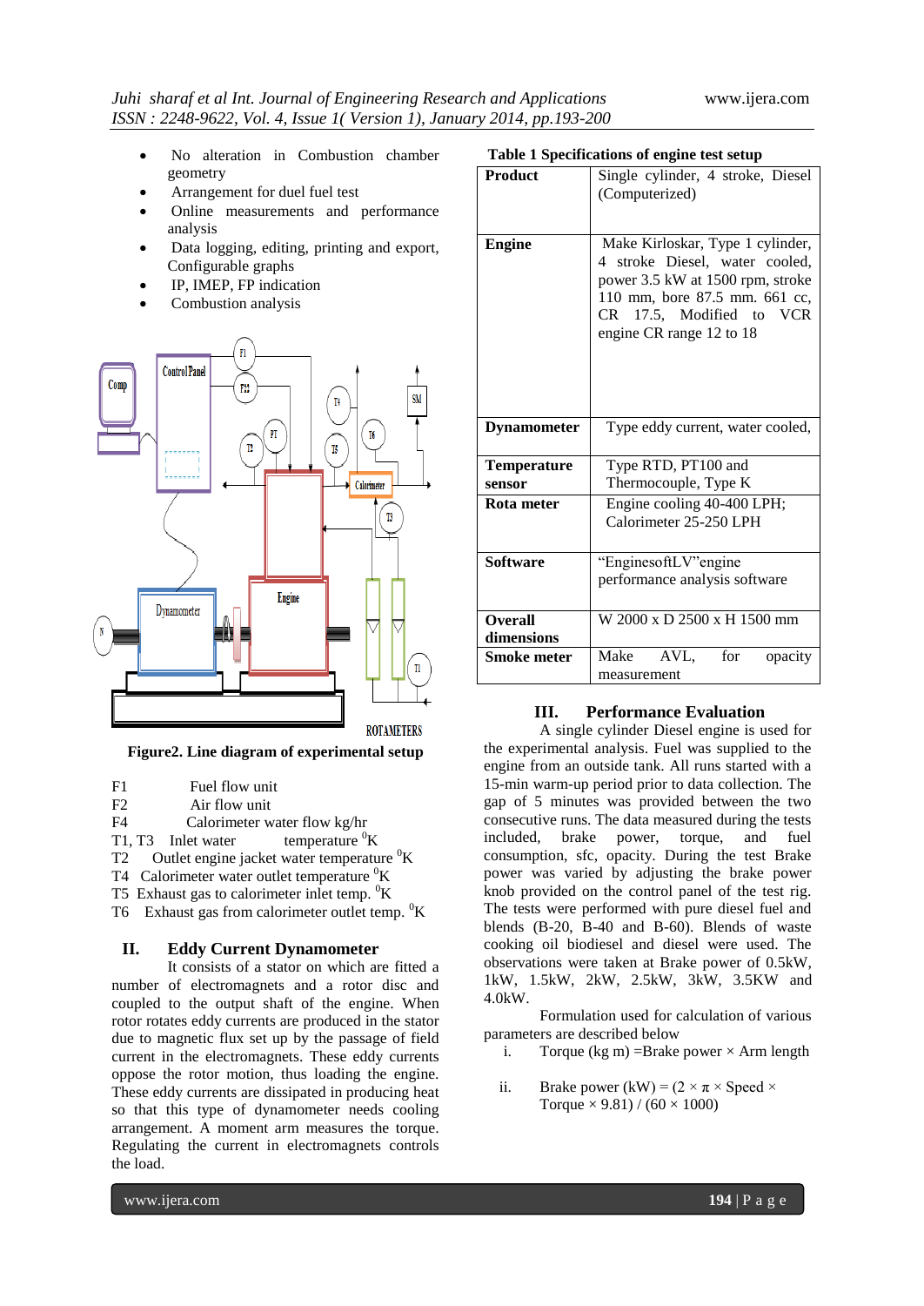- No alteration in Combustion chamber geometry
- Arrangement for duel fuel test
- Online measurements and performance analysis
- Data logging, editing, printing and export, Configurable graphs
- IP, IMEP, FP indication
- Combustion analysis

**Figure2. Line diagram of experimental setup**

F1 Fuel flow unit
F2 Air flow unit
F4 Calorimeter water flow kg/hr
T1, T3 Inlet water temperature $^0$K
T2 Outlet engine jacket water temperature $^0$K
T4 Calorimeter water outlet temperature $^0$K
T5 Exhaust gas to calorimeter inlet temp. $^0$K
T6 Exhaust gas from calorimeter outlet temp. $^0$K

## II. Eddy Current Dynamometer

It consists of a stator on which are fitted a number of electromagnets and a rotor disc and coupled to the output shaft of the engine. When rotor rotates eddy currents are produced in the stator due to magnetic flux set up by the passage of field current in the electromagnets. These eddy currents oppose the rotor motion, thus loading the engine. These eddy currents are dissipated in producing heat so that this type of dynamometer needs cooling arrangement. A moment arm measures the torque. Regulating the current in electromagnets controls the load.

**Table 1 Specifications of engine test setup**

| | |
|---|---|
| **Product** | Single cylinder, 4 stroke, Diesel (Computerized) |
| **Engine** | Make Kirloskar, Type 1 cylinder, 4 stroke Diesel, water cooled, power 3.5 kW at 1500 rpm, stroke 110 mm, bore 87.5 mm. 661 cc, CR 17.5, Modified to VCR engine CR range 12 to 18 |
| **Dynamometer** | Type eddy current, water cooled, |
| **Temperature sensor** | Type RTD, PT100 and Thermocouple, Type K |
| **Rota meter** | Engine cooling 40-400 LPH; Calorimeter 25-250 LPH |
| **Software** | "EnginesoftLV"engine performance analysis software |
| **Overall dimensions** | W 2000 x D 2500 x H 1500 mm |
| **Smoke meter** | Make AVL, for opacity measurement |

## III. Performance Evaluation

A single cylinder Diesel engine is used for the experimental analysis. Fuel was supplied to the engine from an outside tank. All runs started with a 15-min warm-up period prior to data collection. The gap of 5 minutes was provided between the two consecutive runs. The data measured during the tests included, brake power, torque, and fuel consumption, sfc, opacity. During the test Brake power was varied by adjusting the brake power knob provided on the control panel of the test rig. The tests were performed with pure diesel fuel and blends (B-20, B-40 and B-60). Blends of waste cooking oil biodiesel and diesel were used. The observations were taken at Brake power of 0.5kW, 1kW, 1.5kW, 2kW, 2.5kW, 3kW, 3.5KW and 4.0kW.

Formulation used for calculation of various parameters are described below

i. Torque (kg m) =Brake power × Arm length

ii. Brake power (kW) = (2 × π × Speed × Torque × 9.81) / (60 × 1000)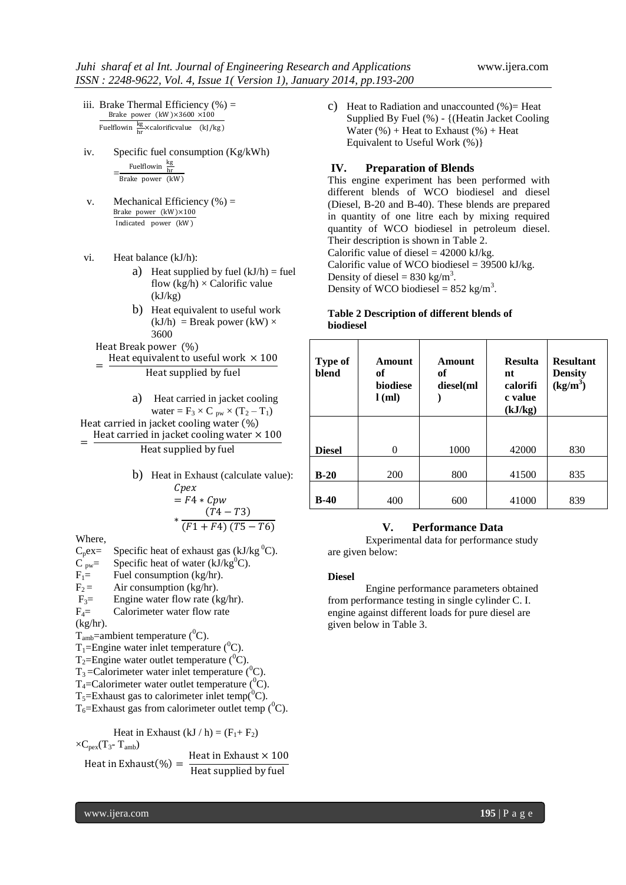iii. Brake Thermal Efficiency (%) = $\frac{\text{Brake power (kW)} \times 3600 \times 100}{\text{Fuelflowin } \frac{\text{kg}}{\text{hr}} \times \text{calorificvalue} \quad (\text{kJ/kg})}$

iv. Specific fuel consumption (Kg/kWh) $= \frac{\text{Fuelflowin } \frac{\text{kg}}{\text{hr}}}{\text{Brake power (kW)}}$

v. Mechanical Efficiency (%) = $\frac{\text{Brake power (kW)} \times 100}{\text{Indicated power (kW)}}$

vi. Heat balance (kJ/h):

a) Heat supplied by fuel (kJ/h) = fuel flow (kg/h) × Calorific value (kJ/kg)

b) Heat equivalent to useful work (kJ/h) = Break power (kW) × 3600

$$\text{Heat Break power (\%)} = \frac{\text{Heat equivalent to useful work} \times 100}{\text{Heat supplied by fuel}}$$

a) Heat carried in jacket cooling water = $F_3 \times C_{pw} \times (T_2 - T_1)$

$$\text{Heat carried in jacket cooling water (\%)} = \frac{\text{Heat carried in jacket cooling water} \times 100}{\text{Heat supplied by fuel}}$$

b) Heat in Exhaust (calculate value):

$$Cpex = F4 * Cpw * \frac{(T4 - T3)}{(F1 + F4)\ (T5 - T6)}$$

Where,

$C_pex$= Specific heat of exhaust gas (kJ/kg $^0$C).
$C_{pw}$= Specific heat of water (kJ/kg$^0$C).
$F_1$= Fuel consumption (kg/hr).
$F_2$ = Air consumption (kg/hr).
$F_3$= Engine water flow rate (kg/hr).
$F_4$= Calorimeter water flow rate (kg/hr).
$T_{amb}$=ambient temperature ($^0$C).
$T_1$=Engine water inlet temperature ($^0$C).
$T_2$=Engine water outlet temperature ($^0$C).
$T_3$ =Calorimeter water inlet temperature ($^0$C).
$T_4$=Calorimeter water outlet temperature ($^0$C).
$T_5$=Exhaust gas to calorimeter inlet temp($^0$C).
$T_6$=Exhaust gas from calorimeter outlet temp ($^0$C).

Heat in Exhaust (kJ / h) = $(F_1 + F_2) \times C_{pex}(T_3 - T_{amb})$

$$\text{Heat in Exhaust(\%)} = \frac{\text{Heat in Exhaust} \times 100}{\text{Heat supplied by fuel}}$$

c) Heat to Radiation and unaccounted (%)= Heat Supplied By Fuel (%) - {(Heatin Jacket Cooling Water (%) + Heat to Exhaust (%) + Heat Equivalent to Useful Work (%)}

## IV. Preparation of Blends

This engine experiment has been performed with different blends of WCO biodiesel and diesel (Diesel, B-20 and B-40). These blends are prepared in quantity of one litre each by mixing required quantity of WCO biodiesel in petroleum diesel. Their description is shown in Table 2.

Calorific value of diesel = 42000 kJ/kg.
Calorific value of WCO biodiesel = 39500 kJ/kg.
Density of diesel = 830 kg/m$^3$.
Density of WCO biodiesel = 852 kg/m$^3$.

**Table 2 Description of different blends of biodiesel**

| Type of blend | Amount of biodiesel (ml) | Amount of diesel(ml) | Resultant calorific value (kJ/kg) | Resultant Density (kg/m$^3$) |
|---|---|---|---|---|
| **Diesel** | 0 | 1000 | 42000 | 830 |
| **B-20** | 200 | 800 | 41500 | 835 |
| **B-40** | 400 | 600 | 41000 | 839 |

## V. Performance Data

Experimental data for performance study are given below:

**Diesel**

Engine performance parameters obtained from performance testing in single cylinder C. I. engine against different loads for pure diesel are given below in Table 3.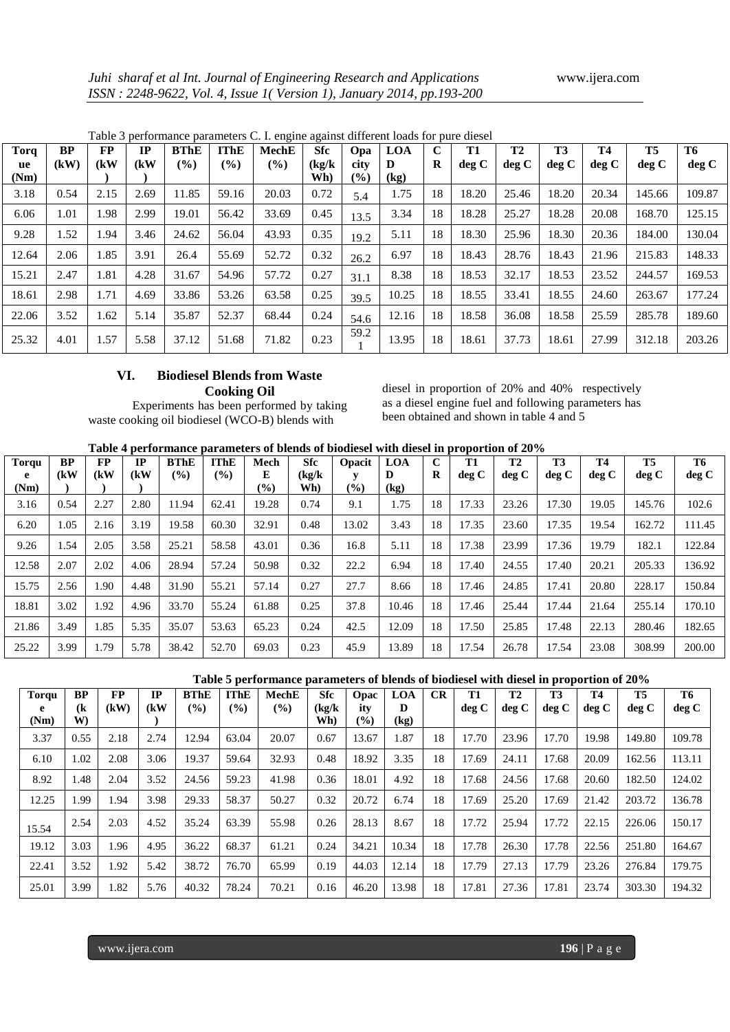Table 3 performance parameters C. I. engine against different loads for pure diesel

| Torque (Nm) | BP (kW) | FP (kW) | IP (kW) | BThE (%) | IThE (%) | MechE (%) | Sfc (kg/kWh) | Opacity (%) | LOAD (kg) | CR | T1 deg C | T2 deg C | T3 deg C | T4 deg C | T5 deg C | T6 deg C |
|---|---|---|---|---|---|---|---|---|---|---|---|---|---|---|---|---|
| 3.18 | 0.54 | 2.15 | 2.69 | 11.85 | 59.16 | 20.03 | 0.72 | 5.4 | 1.75 | 18 | 18.20 | 25.46 | 18.20 | 20.34 | 145.66 | 109.87 |
| 6.06 | 1.01 | 1.98 | 2.99 | 19.01 | 56.42 | 33.69 | 0.45 | 13.5 | 3.34 | 18 | 18.28 | 25.27 | 18.28 | 20.08 | 168.70 | 125.15 |
| 9.28 | 1.52 | 1.94 | 3.46 | 24.62 | 56.04 | 43.93 | 0.35 | 19.2 | 5.11 | 18 | 18.30 | 25.96 | 18.30 | 20.36 | 184.00 | 130.04 |
| 12.64 | 2.06 | 1.85 | 3.91 | 26.4 | 55.69 | 52.72 | 0.32 | 26.2 | 6.97 | 18 | 18.43 | 28.76 | 18.43 | 21.96 | 215.83 | 148.33 |
| 15.21 | 2.47 | 1.81 | 4.28 | 31.67 | 54.96 | 57.72 | 0.27 | 31.1 | 8.38 | 18 | 18.53 | 32.17 | 18.53 | 23.52 | 244.57 | 169.53 |
| 18.61 | 2.98 | 1.71 | 4.69 | 33.86 | 53.26 | 63.58 | 0.25 | 39.5 | 10.25 | 18 | 18.55 | 33.41 | 18.55 | 24.60 | 263.67 | 177.24 |
| 22.06 | 3.52 | 1.62 | 5.14 | 35.87 | 52.37 | 68.44 | 0.24 | 54.6 | 12.16 | 18 | 18.58 | 36.08 | 18.58 | 25.59 | 285.78 | 189.60 |
| 25.32 | 4.01 | 1.57 | 5.58 | 37.12 | 51.68 | 71.82 | 0.23 | 59.21 | 13.95 | 18 | 18.61 | 37.73 | 18.61 | 27.99 | 312.18 | 203.26 |

## VI. Biodiesel Blends from Waste Cooking Oil

Experiments has been performed by taking waste cooking oil biodiesel (WCO-B) blends with diesel in proportion of 20% and 40% respectively as a diesel engine fuel and following parameters has been obtained and shown in table 4 and 5

**Table 4 performance parameters of blends of biodiesel with diesel in proportion of 20%**

| Torque (Nm) | BP (kW) | FP (kW) | IP (kW) | BThE (%) | IThE (%) | MechE (%) | Sfc (kg/kWh) | Opacity (%) | LOAD (kg) | CR | T1 deg C | T2 deg C | T3 deg C | T4 deg C | T5 deg C | T6 deg C |
|---|---|---|---|---|---|---|---|---|---|---|---|---|---|---|---|---|
| 3.16 | 0.54 | 2.27 | 2.80 | 11.94 | 62.41 | 19.28 | 0.74 | 9.1 | 1.75 | 18 | 17.33 | 23.26 | 17.30 | 19.05 | 145.76 | 102.6 |
| 6.20 | 1.05 | 2.16 | 3.19 | 19.58 | 60.30 | 32.91 | 0.48 | 13.02 | 3.43 | 18 | 17.35 | 23.60 | 17.35 | 19.54 | 162.72 | 111.45 |
| 9.26 | 1.54 | 2.05 | 3.58 | 25.21 | 58.58 | 43.01 | 0.36 | 16.8 | 5.11 | 18 | 17.38 | 23.99 | 17.36 | 19.79 | 182.1 | 122.84 |
| 12.58 | 2.07 | 2.02 | 4.06 | 28.94 | 57.24 | 50.98 | 0.32 | 22.2 | 6.94 | 18 | 17.40 | 24.55 | 17.40 | 20.21 | 205.33 | 136.92 |
| 15.75 | 2.56 | 1.90 | 4.48 | 31.90 | 55.21 | 57.14 | 0.27 | 27.7 | 8.66 | 18 | 17.46 | 24.85 | 17.41 | 20.80 | 228.17 | 150.84 |
| 18.81 | 3.02 | 1.92 | 4.96 | 33.70 | 55.24 | 61.88 | 0.25 | 37.8 | 10.46 | 18 | 17.46 | 25.44 | 17.44 | 21.64 | 255.14 | 170.10 |
| 21.86 | 3.49 | 1.85 | 5.35 | 35.07 | 53.63 | 65.23 | 0.24 | 42.5 | 12.09 | 18 | 17.50 | 25.85 | 17.48 | 22.13 | 280.46 | 182.65 |
| 25.22 | 3.99 | 1.79 | 5.78 | 38.42 | 52.70 | 69.03 | 0.23 | 45.9 | 13.89 | 18 | 17.54 | 26.78 | 17.54 | 23.08 | 308.99 | 200.00 |

**Table 5 performance parameters of blends of biodiesel with diesel in proportion of 20%**

| Torque (Nm) | BP (kW) | FP (kW) | IP (kW) | BThE (%) | IThE (%) | MechE (%) | Sfc (kg/kWh) | Opacity (%) | LOAD (kg) | CR | T1 deg C | T2 deg C | T3 deg C | T4 deg C | T5 deg C | T6 deg C |
|---|---|---|---|---|---|---|---|---|---|---|---|---|---|---|---|---|
| 3.37 | 0.55 | 2.18 | 2.74 | 12.94 | 63.04 | 20.07 | 0.67 | 13.67 | 1.87 | 18 | 17.70 | 23.96 | 17.70 | 19.98 | 149.80 | 109.78 |
| 6.10 | 1.02 | 2.08 | 3.06 | 19.37 | 59.64 | 32.93 | 0.48 | 18.92 | 3.35 | 18 | 17.69 | 24.11 | 17.68 | 20.09 | 162.56 | 113.11 |
| 8.92 | 1.48 | 2.04 | 3.52 | 24.56 | 59.23 | 41.98 | 0.36 | 18.01 | 4.92 | 18 | 17.68 | 24.56 | 17.68 | 20.60 | 182.50 | 124.02 |
| 12.25 | 1.99 | 1.94 | 3.98 | 29.33 | 58.37 | 50.27 | 0.32 | 20.72 | 6.74 | 18 | 17.69 | 25.20 | 17.69 | 21.42 | 203.72 | 136.78 |
| 15.54 | 2.54 | 2.03 | 4.52 | 35.24 | 63.39 | 55.98 | 0.26 | 28.13 | 8.67 | 18 | 17.72 | 25.94 | 17.72 | 22.15 | 226.06 | 150.17 |
| 19.12 | 3.03 | 1.96 | 4.95 | 36.22 | 68.37 | 61.21 | 0.24 | 34.21 | 10.34 | 18 | 17.78 | 26.30 | 17.78 | 22.56 | 251.80 | 164.67 |
| 22.41 | 3.52 | 1.92 | 5.42 | 38.72 | 76.70 | 65.99 | 0.19 | 44.03 | 12.14 | 18 | 17.79 | 27.13 | 17.79 | 23.26 | 276.84 | 179.75 |
| 25.01 | 3.99 | 1.82 | 5.76 | 40.32 | 78.24 | 70.21 | 0.16 | 46.20 | 13.98 | 18 | 17.81 | 27.36 | 17.81 | 23.74 | 303.30 | 194.32 |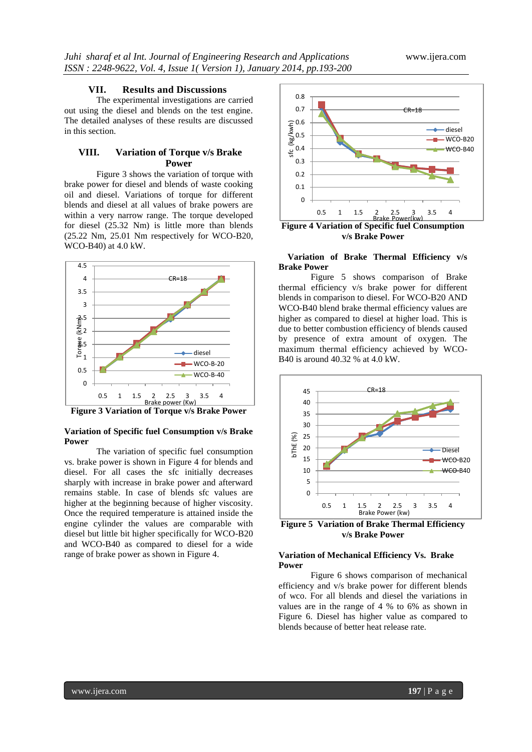## VII. Results and Discussions

The experimental investigations are carried out using the diesel and blends on the test engine. The detailed analyses of these results are discussed in this section.

## VIII. Variation of Torque v/s Brake Power

Figure 3 shows the variation of torque with brake power for diesel and blends of waste cooking oil and diesel. Variations of torque for different blends and diesel at all values of brake powers are within a very narrow range. The torque developed for diesel (25.32 Nm) is little more than blends (25.22 Nm, 25.01 Nm respectively for WCO-B20, WCO-B40) at 4.0 kW.

**Figure 3 Variation of Torque v/s Brake Power**

### Variation of Specific fuel Consumption v/s Brake Power

The variation of specific fuel consumption vs. brake power is shown in Figure 4 for blends and diesel. For all cases the sfc initially decreases sharply with increase in brake power and afterward remains stable. In case of blends sfc values are higher at the beginning because of higher viscosity. Once the required temperature is attained inside the engine cylinder the values are comparable with diesel but little bit higher specifically for WCO-B20 and WCO-B40 as compared to diesel for a wide range of brake power as shown in Figure 4.

**Figure 4 Variation of Specific fuel Consumption v/s Brake Power**

### Variation of Brake Thermal Efficiency v/s Brake Power

Figure 5 shows comparison of Brake thermal efficiency v/s brake power for different blends in comparison to diesel. For WCO-B20 AND WCO-B40 blend brake thermal efficiency values are higher as compared to diesel at higher load. This is due to better combustion efficiency of blends caused by presence of extra amount of oxygen. The maximum thermal efficiency achieved by WCO-B40 is around 40.32 % at 4.0 kW.

**Figure 5 Variation of Brake Thermal Efficiency v/s Brake Power**

### Variation of Mechanical Efficiency Vs. Brake Power

Figure 6 shows comparison of mechanical efficiency and v/s brake power for different blends of wco. For all blends and diesel the variations in values are in the range of 4 % to 6% as shown in Figure 6. Diesel has higher value as compared to blends because of better heat release rate.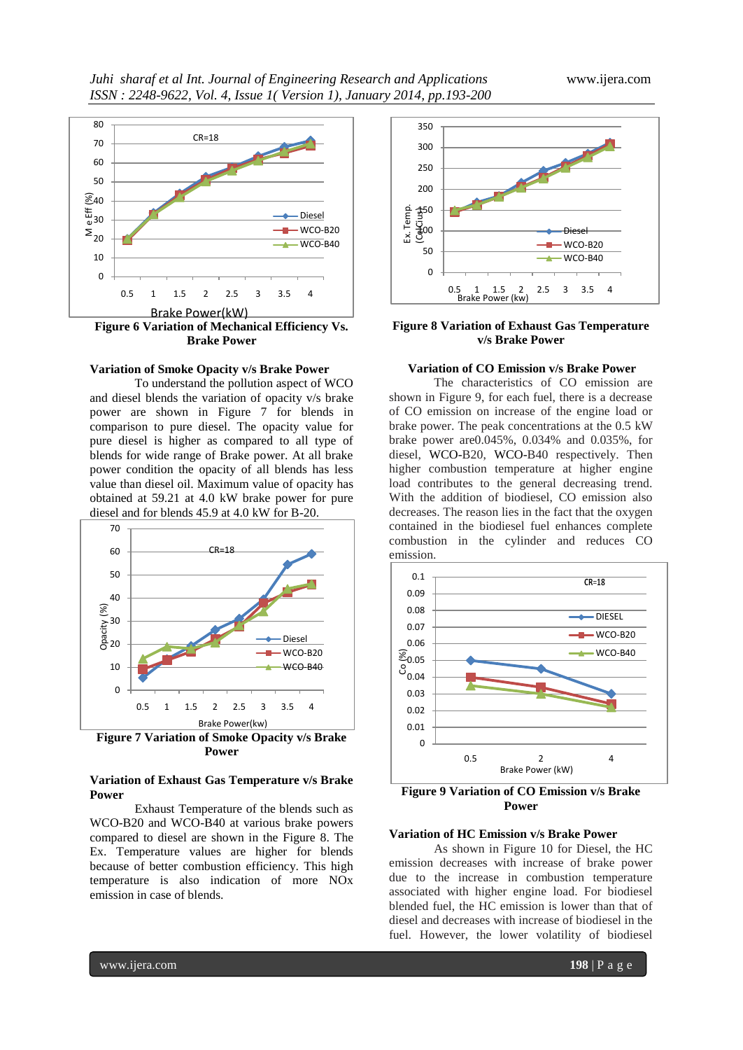**Figure 6 Variation of Mechanical Efficiency Vs. Brake Power**

### Variation of Smoke Opacity v/s Brake Power

To understand the pollution aspect of WCO and diesel blends the variation of opacity v/s brake power are shown in Figure 7 for blends in comparison to pure diesel. The opacity value for pure diesel is higher as compared to all type of blends for wide range of Brake power. At all brake power condition the opacity of all blends has less value than diesel oil. Maximum value of opacity has obtained at 59.21 at 4.0 kW brake power for pure diesel and for blends 45.9 at 4.0 kW for B-20.

**Figure 7 Variation of Smoke Opacity v/s Brake Power**

### Variation of Exhaust Gas Temperature v/s Brake Power

Exhaust Temperature of the blends such as WCO-B20 and WCO-B40 at various brake powers compared to diesel are shown in the Figure 8. The Ex. Temperature values are higher for blends because of better combustion efficiency. This high temperature is also indication of more NOx emission in case of blends.

**Figure 8 Variation of Exhaust Gas Temperature v/s Brake Power**

### Variation of CO Emission v/s Brake Power

The characteristics of CO emission are shown in Figure 9, for each fuel, there is a decrease of CO emission on increase of the engine load or brake power. The peak concentrations at the 0.5 kW brake power are0.045%, 0.034% and 0.035%, for diesel, WCO-B20, WCO-B40 respectively. Then higher combustion temperature at higher engine load contributes to the general decreasing trend. With the addition of biodiesel, CO emission also decreases. The reason lies in the fact that the oxygen contained in the biodiesel fuel enhances complete combustion in the cylinder and reduces CO emission.

**Figure 9 Variation of CO Emission v/s Brake Power**

### Variation of HC Emission v/s Brake Power

As shown in Figure 10 for Diesel, the HC emission decreases with increase of brake power due to the increase in combustion temperature associated with higher engine load. For biodiesel blended fuel, the HC emission is lower than that of diesel and decreases with increase of biodiesel in the fuel. However, the lower volatility of biodiesel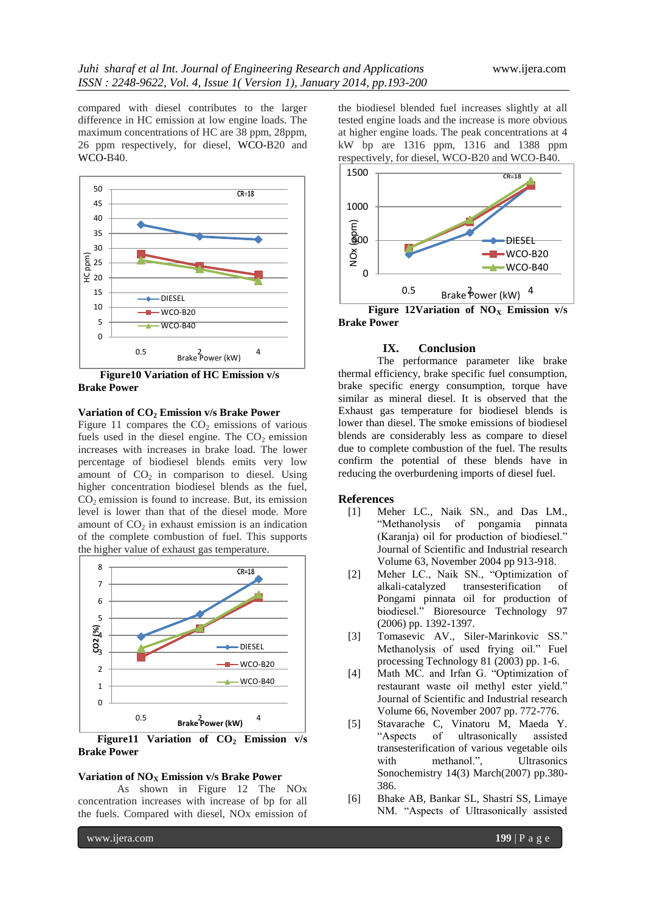compared with diesel contributes to the larger difference in HC emission at low engine loads. The maximum concentrations of HC are 38 ppm, 28ppm, 26 ppm respectively, for diesel, WCO-B20 and WCO-B40.

**Figure10 Variation of HC Emission v/s Brake Power**

### Variation of $CO_2$ Emission v/s Brake Power

Figure 11 compares the $CO_2$ emissions of various fuels used in the diesel engine. The $CO_2$ emission increases with increases in brake load. The lower percentage of biodiesel blends emits very low amount of $CO_2$ in comparison to diesel. Using higher concentration biodiesel blends as the fuel, $CO_2$ emission is found to increase. But, its emission level is lower than that of the diesel mode. More amount of $CO_2$ in exhaust emission is an indication of the complete combustion of fuel. This supports the higher value of exhaust gas temperature.

**Figure11 Variation of $CO_2$ Emission v/s Brake Power**

### Variation of $NO_X$ Emission v/s Brake Power

As shown in Figure 12 The NOx concentration increases with increase of bp for all the fuels. Compared with diesel, NOx emission of the biodiesel blended fuel increases slightly at all tested engine loads and the increase is more obvious at higher engine loads. The peak concentrations at 4 kW bp are 1316 ppm, 1316 and 1388 ppm respectively, for diesel, WCO-B20 and WCO-B40.

**Figure 12Variation of $NO_X$ Emission v/s Brake Power**

## IX. Conclusion

The performance parameter like brake thermal efficiency, brake specific fuel consumption, brake specific energy consumption, torque have similar as mineral diesel. It is observed that the Exhaust gas temperature for biodiesel blends is lower than diesel. The smoke emissions of biodiesel blends are considerably less as compare to diesel due to complete combustion of the fuel. The results confirm the potential of these blends have in reducing the overburdening imports of diesel fuel.

## References

[1] Meher LC., Naik SN., and Das LM., "Methanolysis of pongamia pinnata (Karanja) oil for production of biodiesel." Journal of Scientific and Industrial research Volume 63, November 2004 pp 913-918.

[2] Meher LC., Naik SN., "Optimization of alkali-catalyzed transesterification of Pongami pinnata oil for production of biodiesel." Bioresource Technology 97 (2006) pp. 1392-1397.

[3] Tomasevic AV., Siler-Marinkovic SS." Methanolysis of used frying oil." Fuel processing Technology 81 (2003) pp. 1-6.

[4] Math MC. and Irfan G. "Optimization of restaurant waste oil methyl ester yield." Journal of Scientific and Industrial research Volume 66, November 2007 pp. 772-776.

[5] Stavarache C, Vinatoru M, Maeda Y. "Aspects of ultrasonically assisted transesterification of various vegetable oils with methanol.", Ultrasonics Sonochemistry 14(3) March(2007) pp.380-386.

[6] Bhake AB, Bankar SL, Shastri SS, Limaye NM. "Aspects of Ultrasonically assisted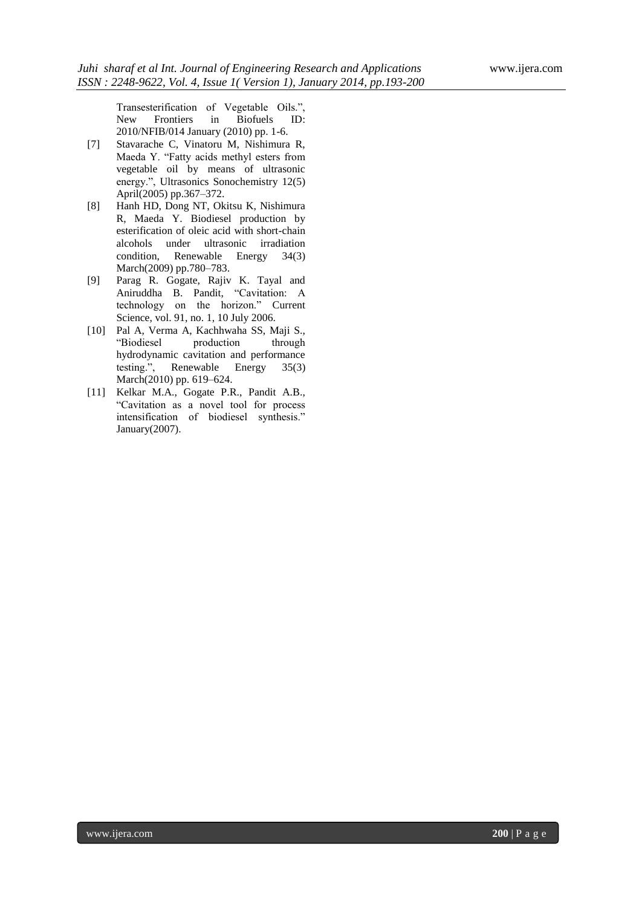Transesterification of Vegetable Oils.", New Frontiers in Biofuels ID: 2010/NFIB/014 January (2010) pp. 1-6.

[7] Stavarache C, Vinatoru M, Nishimura R, Maeda Y. "Fatty acids methyl esters from vegetable oil by means of ultrasonic energy.", Ultrasonics Sonochemistry 12(5) April(2005) pp.367–372.

[8] Hanh HD, Dong NT, Okitsu K, Nishimura R, Maeda Y. Biodiesel production by esterification of oleic acid with short-chain alcohols under ultrasonic irradiation condition, Renewable Energy 34(3) March(2009) pp.780–783.

[9] Parag R. Gogate, Rajiv K. Tayal and Aniruddha B. Pandit, "Cavitation: A technology on the horizon." Current Science, vol. 91, no. 1, 10 July 2006.

[10] Pal A, Verma A, Kachhwaha SS, Maji S., "Biodiesel production through hydrodynamic cavitation and performance testing.", Renewable Energy 35(3) March(2010) pp. 619–624.

[11] Kelkar M.A., Gogate P.R., Pandit A.B., "Cavitation as a novel tool for process intensification of biodiesel synthesis." January(2007).